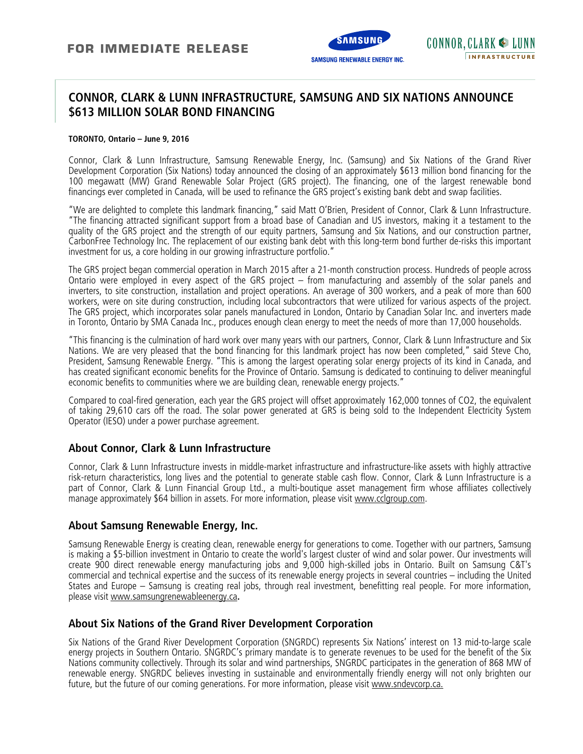**FOR IMMEDIATE RELEASE**

SAMSUNG RENEWABLE ENERGY INC.

CONNOR, CLARK & LUNN INFRASTRUCTURE

# CONNOR, CLARK & LUNN INFRASTRUCTURE, SAMSUNG AND SIX NATIONS ANNOUNCE $613 MILLION SOLAR BOND FINANCING

**TORONTO, Ontario – June 9, 2016**

Connor, Clark & Lunn Infrastructure, Samsung Renewable Energy, Inc. (Samsung) and Six Nations of the Grand River Development Corporation (Six Nations) today announced the closing of an approximately $613 million bond financing for the 100 megawatt (MW) Grand Renewable Solar Project (GRS project). The financing, one of the largest renewable bond financings ever completed in Canada, will be used to refinance the GRS project's existing bank debt and swap facilities.

"We are delighted to complete this landmark financing," said Matt O'Brien, President of Connor, Clark & Lunn Infrastructure. "The financing attracted significant support from a broad base of Canadian and US investors, making it a testament to the quality of the GRS project and the strength of our equity partners, Samsung and Six Nations, and our construction partner, CarbonFree Technology Inc. The replacement of our existing bank debt with this long-term bond further de-risks this important investment for us, a core holding in our growing infrastructure portfolio."

The GRS project began commercial operation in March 2015 after a 21-month construction process. Hundreds of people across Ontario were employed in every aspect of the GRS project – from manufacturing and assembly of the solar panels and inverters, to site construction, installation and project operations. An average of 300 workers, and a peak of more than 600 workers, were on site during construction, including local subcontractors that were utilized for various aspects of the project. The GRS project, which incorporates solar panels manufactured in London, Ontario by Canadian Solar Inc. and inverters made in Toronto, Ontario by SMA Canada Inc., produces enough clean energy to meet the needs of more than 17,000 households.

"This financing is the culmination of hard work over many years with our partners, Connor, Clark & Lunn Infrastructure and Six Nations. We are very pleased that the bond financing for this landmark project has now been completed," said Steve Cho, President, Samsung Renewable Energy. "This is among the largest operating solar energy projects of its kind in Canada, and has created significant economic benefits for the Province of Ontario. Samsung is dedicated to continuing to deliver meaningful economic benefits to communities where we are building clean, renewable energy projects."

Compared to coal-fired generation, each year the GRS project will offset approximately 162,000 tonnes of $CO_2$, the equivalent of taking 29,610 cars off the road. The solar power generated at GRS is being sold to the Independent Electricity System Operator (IESO) under a power purchase agreement.

## About Connor, Clark & Lunn Infrastructure

Connor, Clark & Lunn Infrastructure invests in middle-market infrastructure and infrastructure-like assets with highly attractive risk-return characteristics, long lives and the potential to generate stable cash flow. Connor, Clark & Lunn Infrastructure is a part of Connor, Clark & Lunn Financial Group Ltd., a multi-boutique asset management firm whose affiliates collectively manage approximately $64 billion in assets. For more information, please visit www.cclgroup.com.

## About Samsung Renewable Energy, Inc.

Samsung Renewable Energy is creating clean, renewable energy for generations to come. Together with our partners, Samsung is making a $5-billion investment in Ontario to create the world's largest cluster of wind and solar power. Our investments will create 900 direct renewable energy manufacturing jobs and 9,000 high-skilled jobs in Ontario. Built on Samsung C&T's commercial and technical expertise and the success of its renewable energy projects in several countries – including the United States and Europe – Samsung is creating real jobs, through real investment, benefitting real people. For more information, please visit www.samsungrenewableenergy.ca**.**

## About Six Nations of the Grand River Development Corporation

Six Nations of the Grand River Development Corporation (SNGRDC) represents Six Nations' interest on 13 mid-to-large scale energy projects in Southern Ontario. SNGRDC's primary mandate is to generate revenues to be used for the benefit of the Six Nations community collectively. Through its solar and wind partnerships, SNGRDC participates in the generation of 868 MW of renewable energy. SNGRDC believes investing in sustainable and environmentally friendly energy will not only brighten our future, but the future of our coming generations. For more information, please visit www.sndevcorp.ca.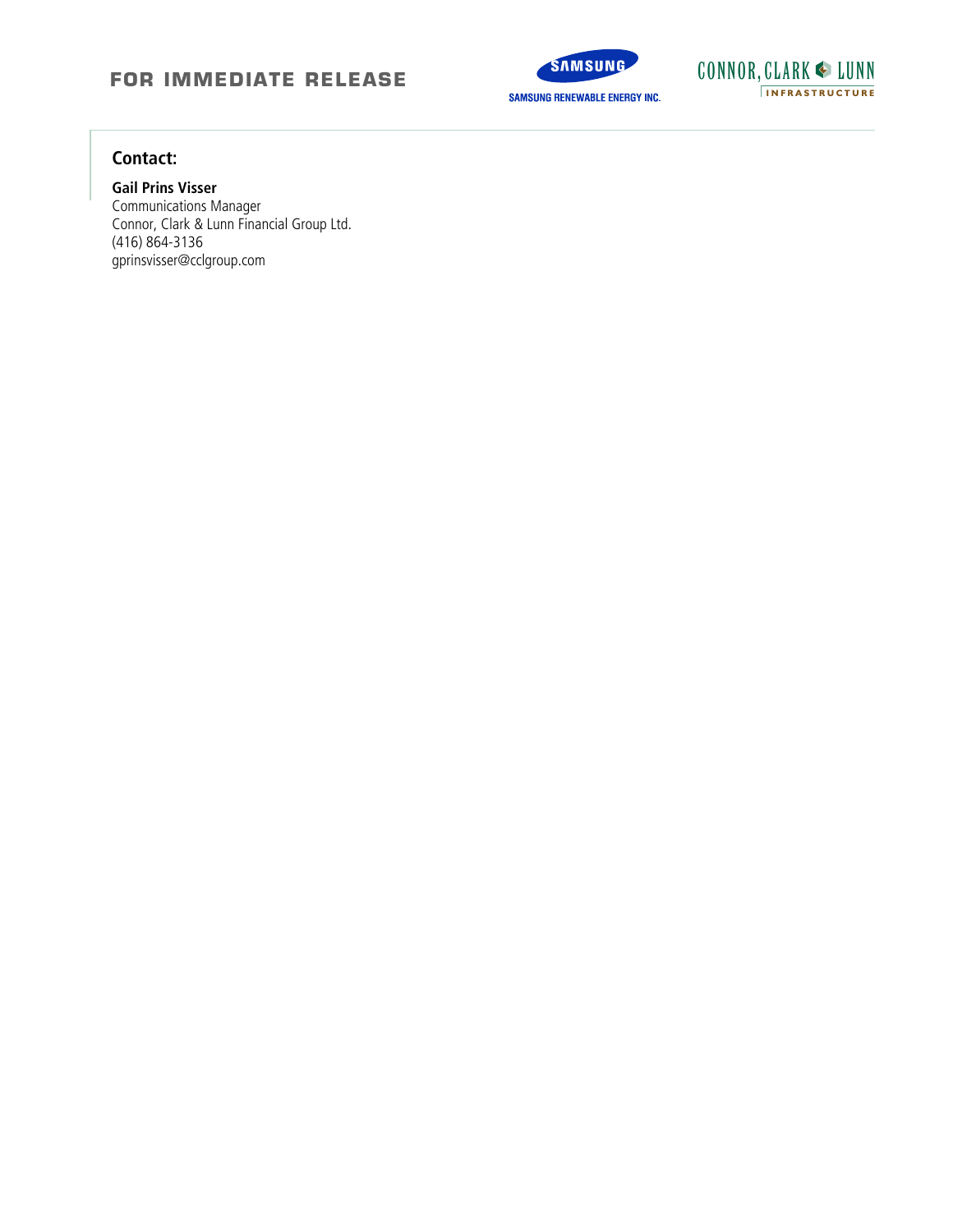FOR IMMEDIATE RELEASE

SAMSUNG RENEWABLE ENERGY INC.

CONNOR, CLARK & LUNN INFRASTRUCTURE

## Contact:

**Gail Prins Visser**
Communications Manager
Connor, Clark & Lunn Financial Group Ltd.
(416) 864-3136
gprinsvisser@cclgroup.com